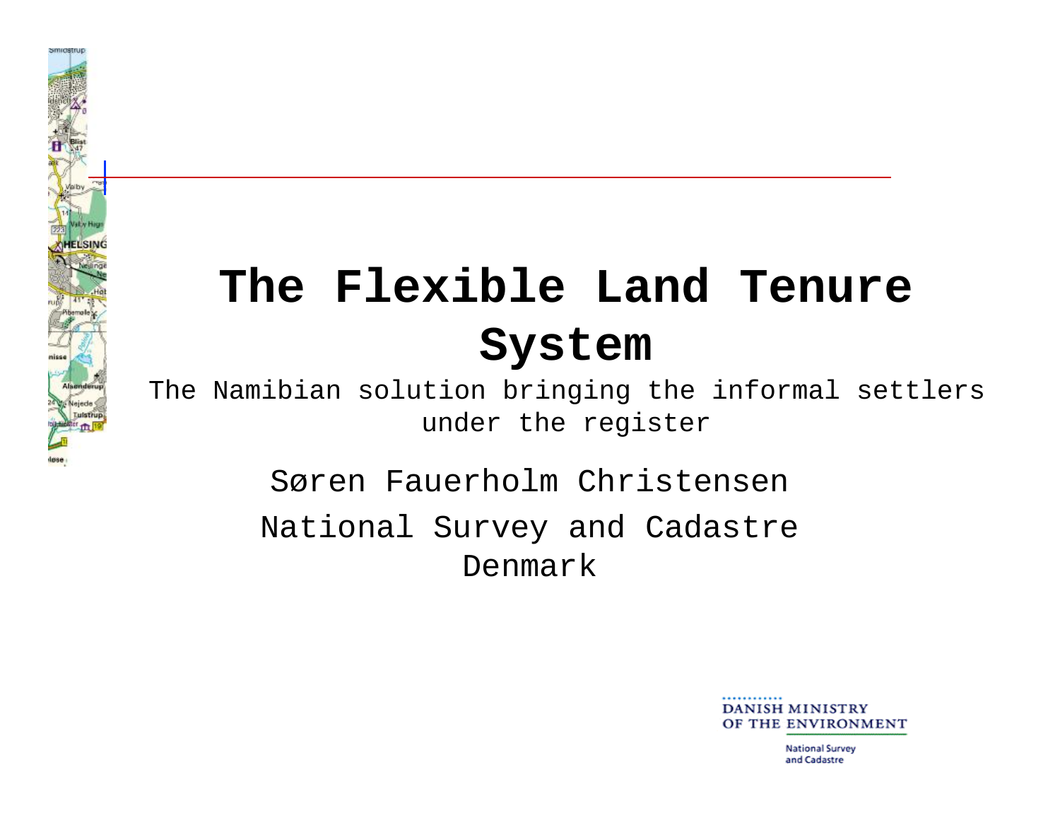# The Flexible Land Tenure System

The Namibian solution bringing the informal settlers under the register

Søren Fauerholm Christensen

National Survey and Cadastre

Denmark

DANISH MINISTRY OF THE ENVIRONMENT

National Survey and Cadastre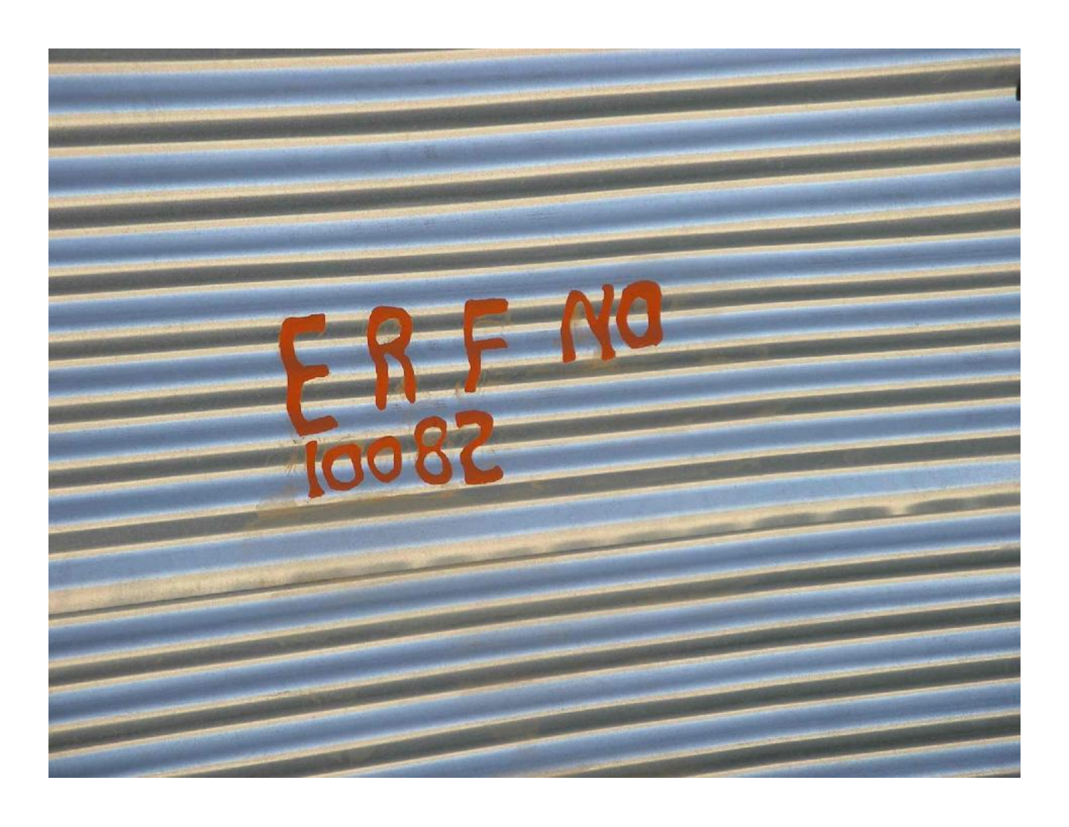ERF NO
10082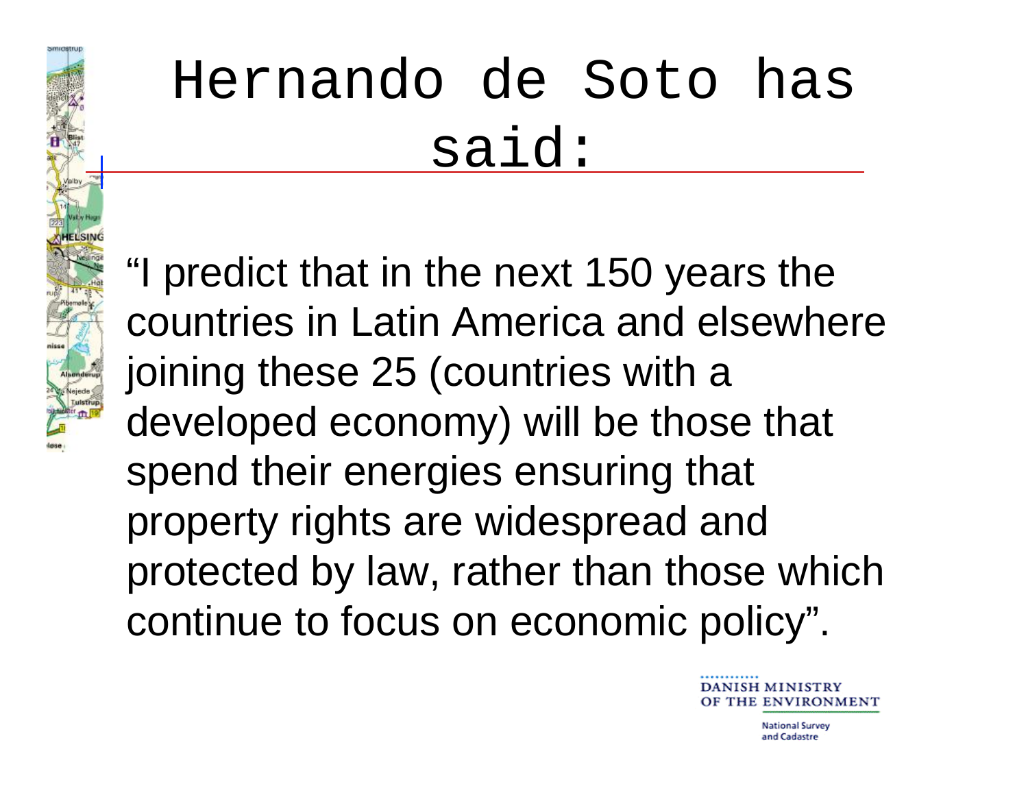# Hernando de Soto has said:

"I predict that in the next 150 years the countries in Latin America and elsewhere joining these 25 (countries with a developed economy) will be those that spend their energies ensuring that property rights are widespread and protected by law, rather than those which continue to focus on economic policy".

DANISH MINISTRY OF THE ENVIRONMENT

National Survey and Cadastre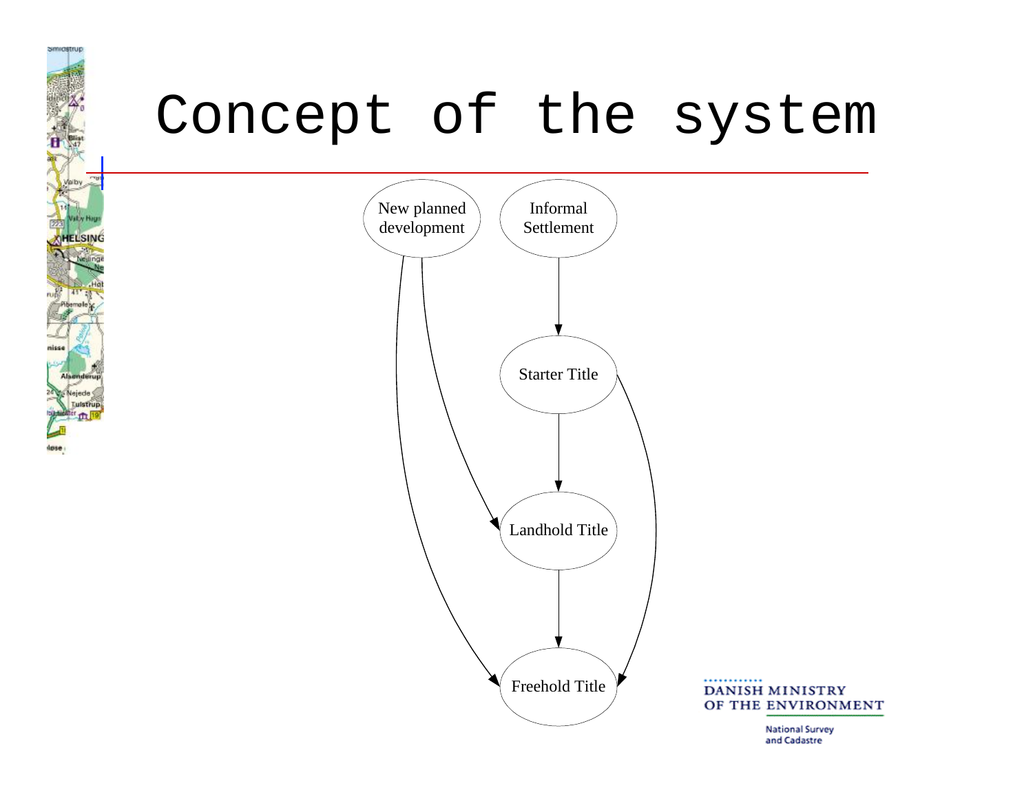# Concept of the system

New planned development

Informal Settlement

Starter Title

Landhold Title

Freehold Title

DANISH MINISTRY OF THE ENVIRONMENT

National Survey and Cadastre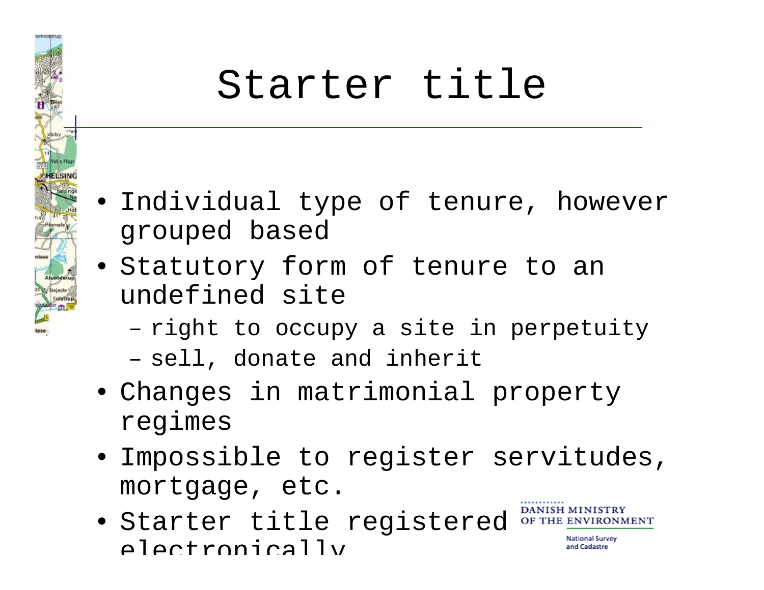# Starter title

- Individual type of tenure, however grouped based
- Statutory form of tenure to an undefined site
  - right to occupy a site in perpetuity
  - sell, donate and inherit
- Changes in matrimonial property regimes
- Impossible to register servitudes, mortgage, etc.
- Starter title registered electronically

DANISH MINISTRY OF THE ENVIRONMENT

National Survey and Cadastre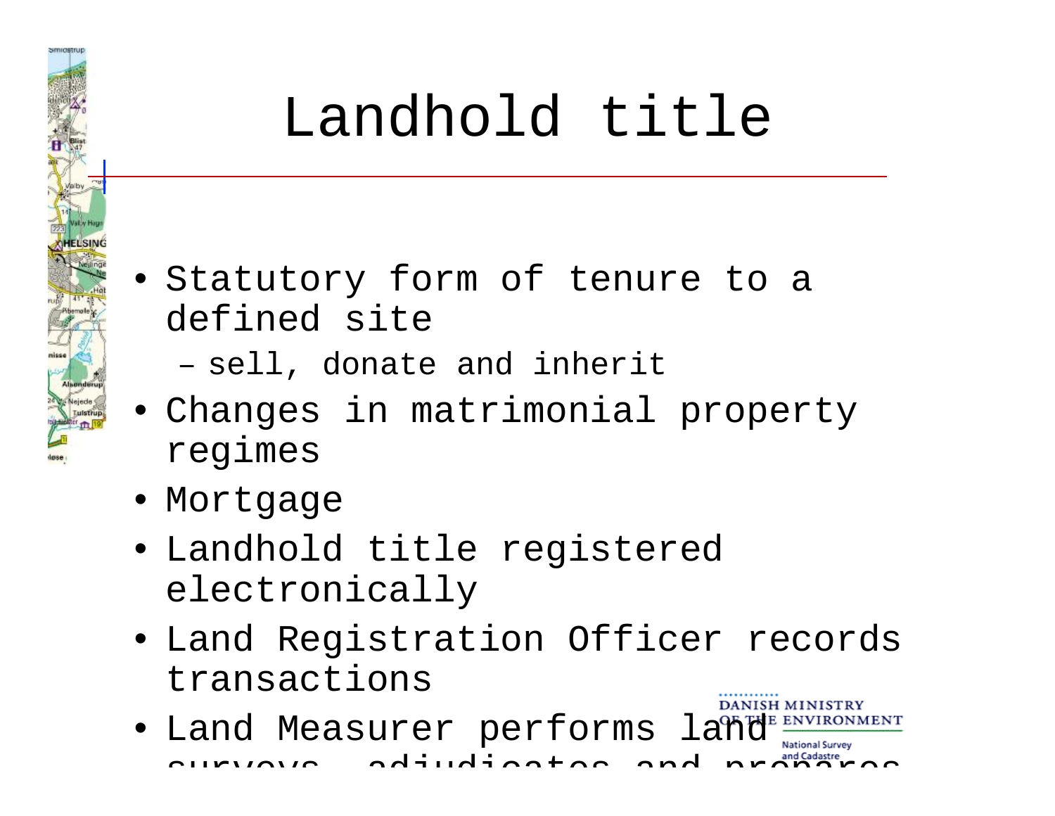# Landhold title

- Statutory form of tenure to a defined site
  - sell, donate and inherit
- Changes in matrimonial property regimes
- Mortgage
- Landhold title registered electronically
- Land Registration Officer records transactions
- Land Measurer performs land surveys, adjudicates and prepares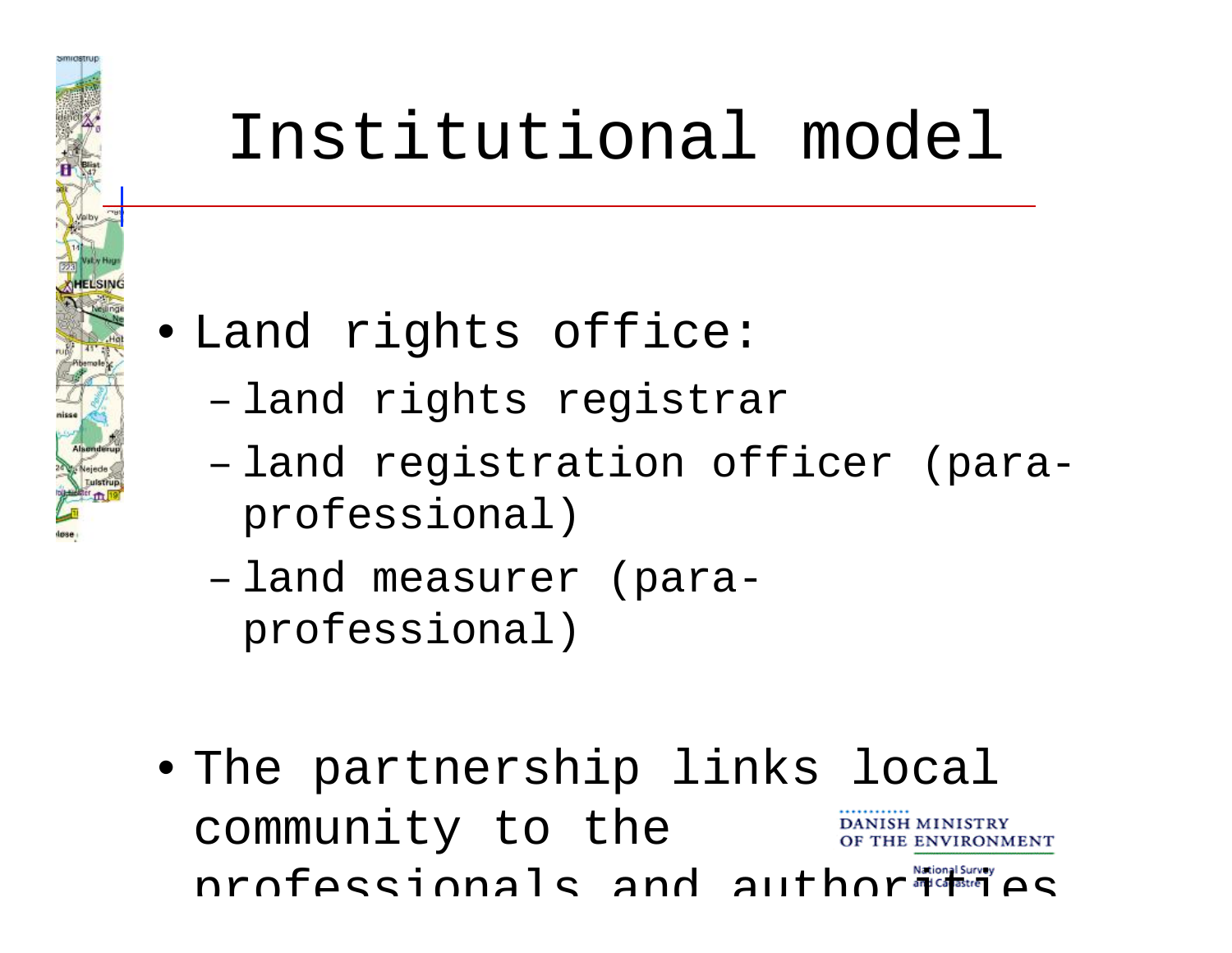# Institutional model

- Land rights office:
  - land rights registrar
  - land registration officer (para-professional)
  - land measurer (para-professional)
- The partnership links local community to the professionals and authorities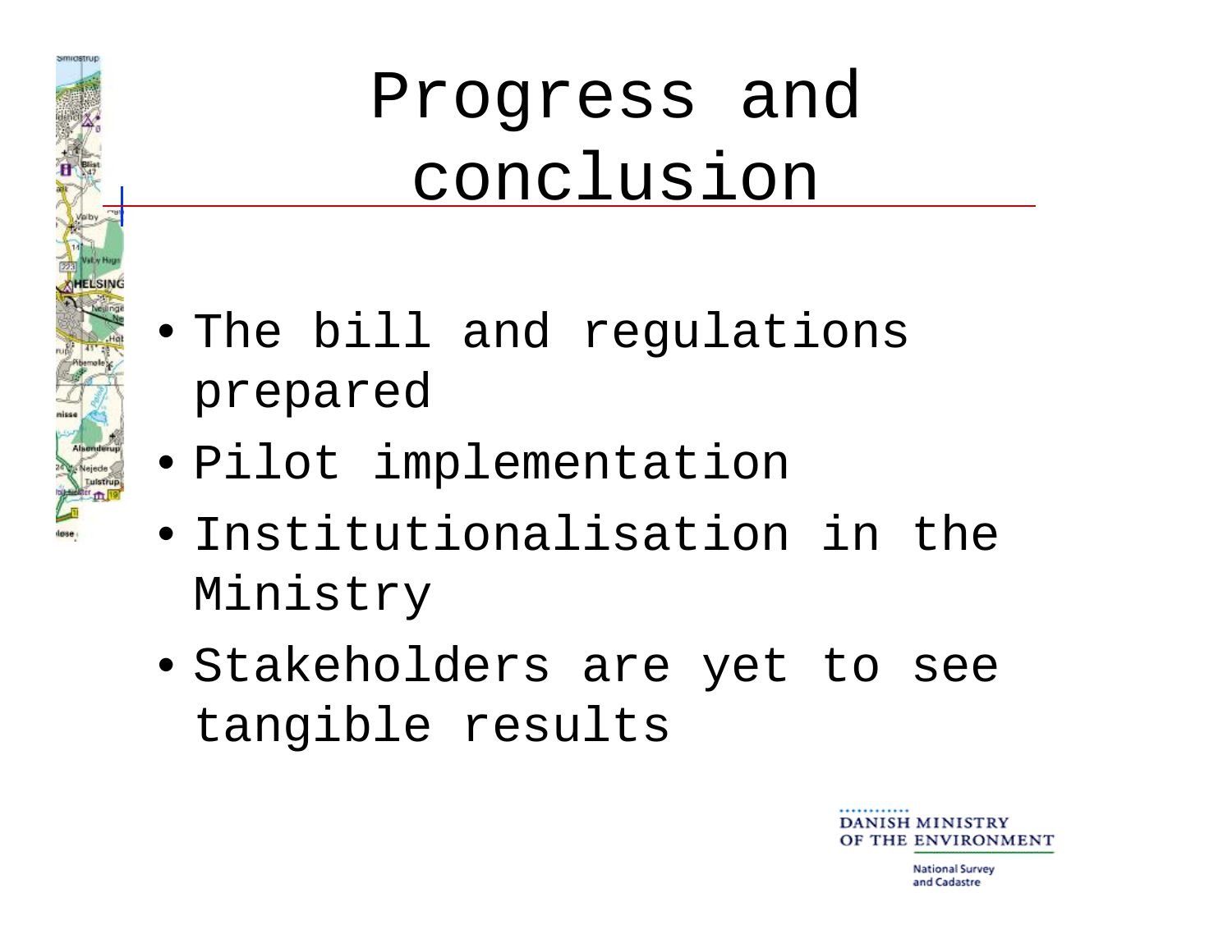# Progress and conclusion

- The bill and regulations prepared
- Pilot implementation
- Institutionalisation in the Ministry
- Stakeholders are yet to see tangible results

DANISH MINISTRY OF THE ENVIRONMENT

National Survey and Cadastre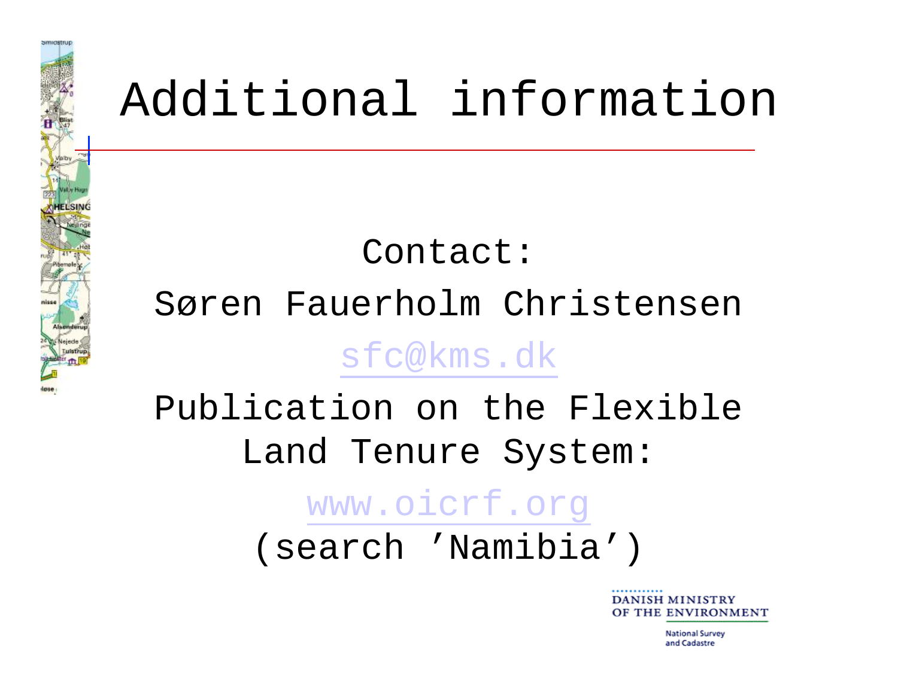# Additional information

Contact:

Søren Fauerholm Christensen

sfc@kms.dk

Publication on the Flexible Land Tenure System:

www.oicrf.org

(search 'Namibia')

DANISH MINISTRY OF THE ENVIRONMENT

National Survey and Cadastre